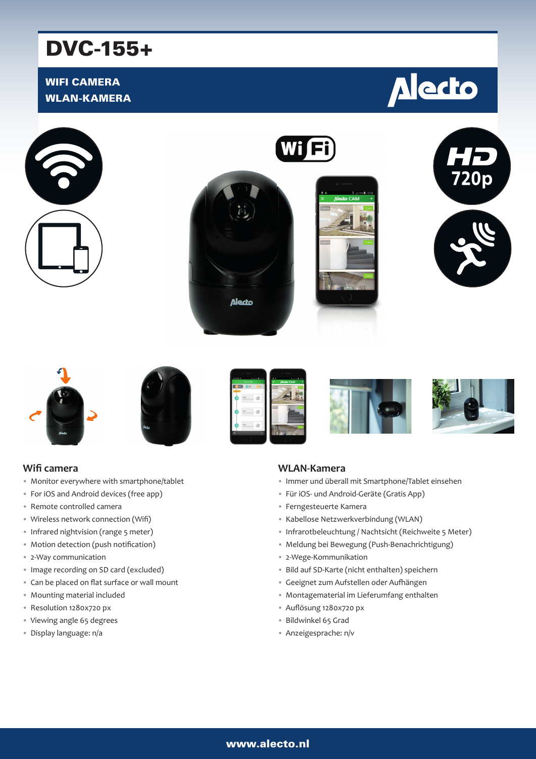# DVC-155+

**WIFI CAMERA**
**WLAN-KAMERA**

## Wifi camera

- Monitor everywhere with smartphone/tablet
- For iOS and Android devices (free app)
- Remote controlled camera
- Wireless network connection (Wifi)
- Infrared nightvision (range 5 meter)
- Motion detection (push notification)
- 2-Way communication
- Image recording on SD card (excluded)
- Can be placed on flat surface or wall mount
- Mounting material included
- Resolution 1280x720 px
- Viewing angle 65 degrees
- Display language: n/a

## WLAN-Kamera

- Immer und überall mit Smartphone/Tablet einsehen
- Für iOS- und Android-Geräte (Gratis App)
- Ferngesteuerte Kamera
- Kabellose Netzwerkverbindung (WLAN)
- Infrarotbeleuchtung / Nachtsicht (Reichweite 5 Meter)
- Meldung bei Bewegung (Push-Benachrichtigung)
- 2-Wege-Kommunikation
- Bild auf SD-Karte (nicht enthalten) speichern
- Geeignet zum Aufstellen oder Aufhängen
- Montagematerial im Lieferumfang enthalten
- Auflösung 1280x720 px
- Bildwinkel 65 Grad
- Anzeigesprache: n/v

**www.alecto.nl**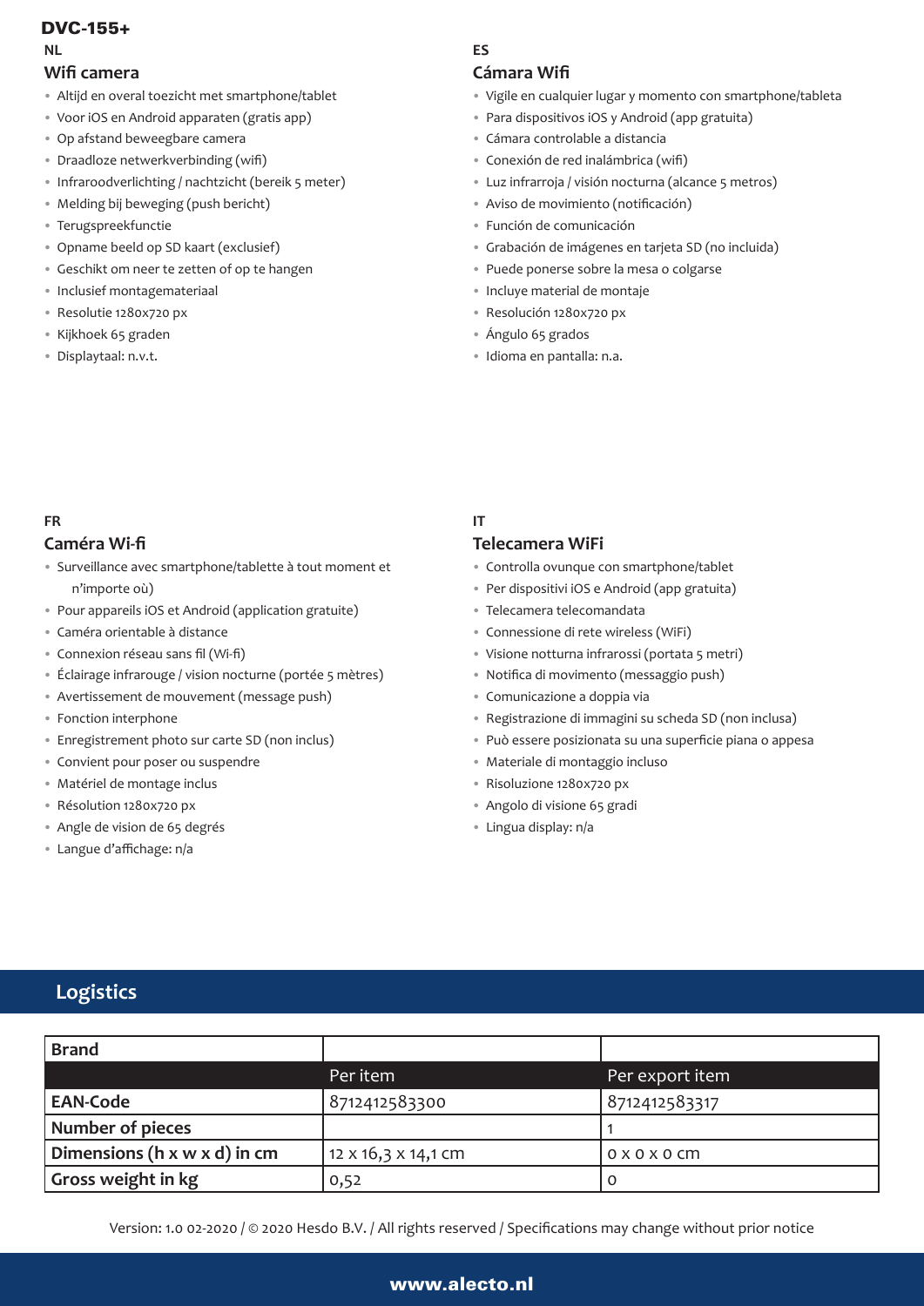# DVC-155+

## NL

### Wifi camera

- Altijd en overal toezicht met smartphone/tablet
- Voor iOS en Android apparaten (gratis app)
- Op afstand beweegbare camera
- Draadloze netwerkverbinding (wifi)
- Infraroodverlichting / nachtzicht (bereik 5 meter)
- Melding bij beweging (push bericht)
- Terugspreekfunctie
- Opname beeld op SD kaart (exclusief)
- Geschikt om neer te zetten of op te hangen
- Inclusief montagemateriaal
- Resolutie 1280x720 px
- Kijkhoek 65 graden
- Displaytaal: n.v.t.

## ES

### Cámara Wifi

- Vigile en cualquier lugar y momento con smartphone/tableta
- Para dispositivos iOS y Android (app gratuita)
- Cámara controlable a distancia
- Conexión de red inalámbrica (wifi)
- Luz infrarroja / visión nocturna (alcance 5 metros)
- Aviso de movimiento (notificación)
- Función de comunicación
- Grabación de imágenes en tarjeta SD (no incluida)
- Puede ponerse sobre la mesa o colgarse
- Incluye material de montaje
- Resolución 1280x720 px
- Ángulo 65 grados
- Idioma en pantalla: n.a.

## FR

### Caméra Wi-fi

- Surveillance avec smartphone/tablette à tout moment et n'importe où)
- Pour appareils iOS et Android (application gratuite)
- Caméra orientable à distance
- Connexion réseau sans fil (Wi-fi)
- Éclairage infrarouge / vision nocturne (portée 5 mètres)
- Avertissement de mouvement (message push)
- Fonction interphone
- Enregistrement photo sur carte SD (non inclus)
- Convient pour poser ou suspendre
- Matériel de montage inclus
- Résolution 1280x720 px
- Angle de vision de 65 degrés
- Langue d'affichage: n/a

## IT

### Telecamera WiFi

- Controlla ovunque con smartphone/tablet
- Per dispositivi iOS e Android (app gratuita)
- Telecamera telecomandata
- Connessione di rete wireless (WiFi)
- Visione notturna infrarossi (portata 5 metri)
- Notifica di movimento (messaggio push)
- Comunicazione a doppia via
- Registrazione di immagini su scheda SD (non inclusa)
- Può essere posizionata su una superficie piana o appesa
- Materiale di montaggio incluso
- Risoluzione 1280x720 px
- Angolo di visione 65 gradi
- Lingua display: n/a

## Logistics

| Brand | | |
|---|---|---|
| | Per item | Per export item |
| EAN-Code | 8712412583300 | 8712412583317 |
| Number of pieces | | 1 |
| Dimensions (h x w x d) in cm | 12 x 16,3 x 14,1 cm | 0 x 0 x 0 cm |
| Gross weight in kg | 0,52 | 0 |

Version: 1.0 02-2020 / © 2020 Hesdo B.V. / All rights reserved / Specifications may change without prior notice

www.alecto.nl